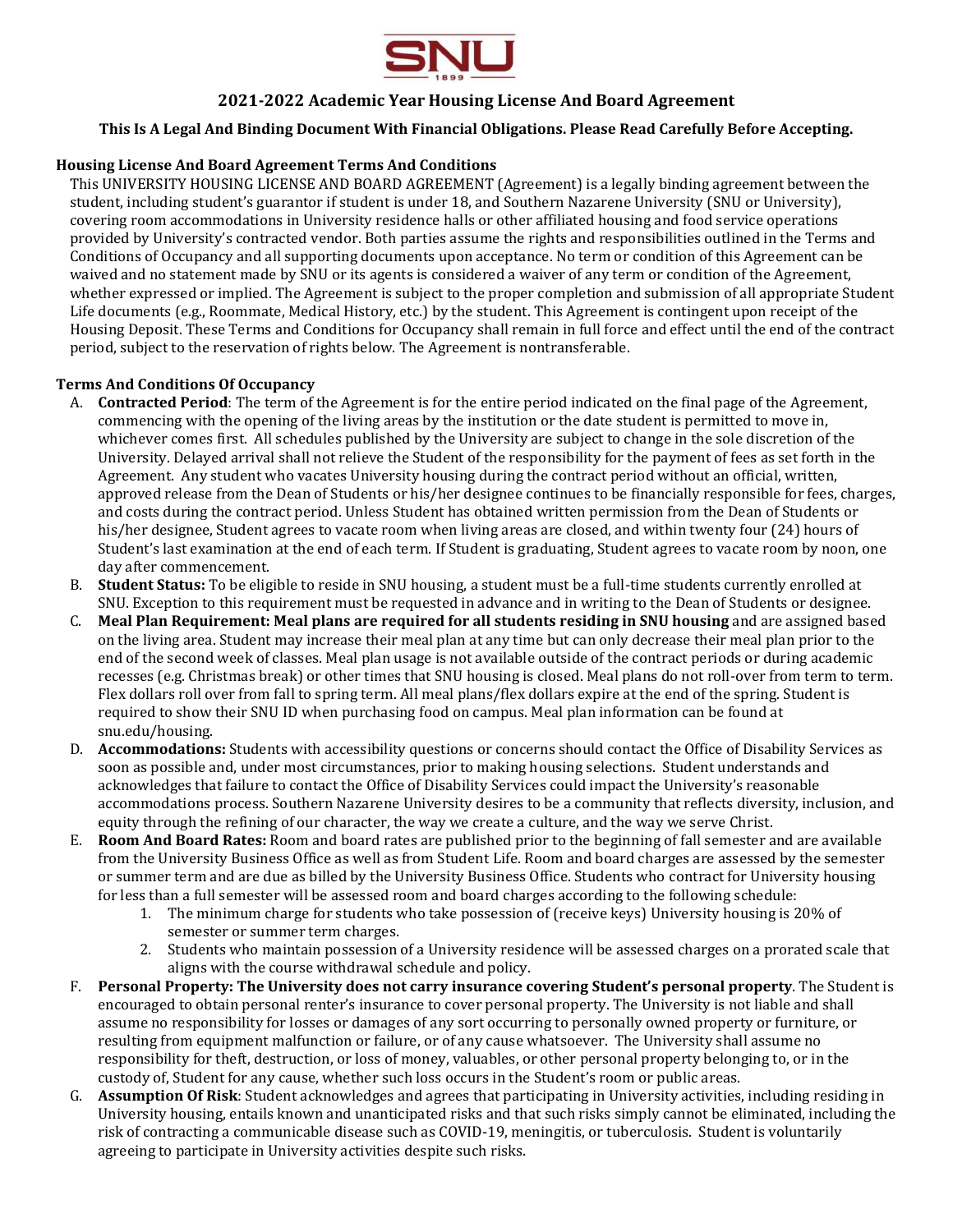# 2021-2022 Academic Year Housing License And Board Agreement

**This Is A Legal And Binding Document With Financial Obligations. Please Read Carefully Before Accepting.**

## Housing License And Board Agreement Terms And Conditions

This UNIVERSITY HOUSING LICENSE AND BOARD AGREEMENT (Agreement) is a legally binding agreement between the student, including student's guarantor if student is under 18, and Southern Nazarene University (SNU or University), covering room accommodations in University residence halls or other affiliated housing and food service operations provided by University's contracted vendor. Both parties assume the rights and responsibilities outlined in the Terms and Conditions of Occupancy and all supporting documents upon acceptance. No term or condition of this Agreement can be waived and no statement made by SNU or its agents is considered a waiver of any term or condition of the Agreement, whether expressed or implied. The Agreement is subject to the proper completion and submission of all appropriate Student Life documents (e.g., Roommate, Medical History, etc.) by the student. This Agreement is contingent upon receipt of the Housing Deposit. These Terms and Conditions for Occupancy shall remain in full force and effect until the end of the contract period, subject to the reservation of rights below. The Agreement is nontransferable.

## Terms And Conditions Of Occupancy

A. **Contracted Period**: The term of the Agreement is for the entire period indicated on the final page of the Agreement, commencing with the opening of the living areas by the institution or the date student is permitted to move in, whichever comes first. All schedules published by the University are subject to change in the sole discretion of the University. Delayed arrival shall not relieve the Student of the responsibility for the payment of fees as set forth in the Agreement. Any student who vacates University housing during the contract period without an official, written, approved release from the Dean of Students or his/her designee continues to be financially responsible for fees, charges, and costs during the contract period. Unless Student has obtained written permission from the Dean of Students or his/her designee, Student agrees to vacate room when living areas are closed, and within twenty four (24) hours of Student's last examination at the end of each term. If Student is graduating, Student agrees to vacate room by noon, one day after commencement.

B. **Student Status:** To be eligible to reside in SNU housing, a student must be a full-time students currently enrolled at SNU. Exception to this requirement must be requested in advance and in writing to the Dean of Students or designee.

C. **Meal Plan Requirement: Meal plans are required for all students residing in SNU housing** and are assigned based on the living area. Student may increase their meal plan at any time but can only decrease their meal plan prior to the end of the second week of classes. Meal plan usage is not available outside of the contract periods or during academic recesses (e.g. Christmas break) or other times that SNU housing is closed. Meal plans do not roll-over from term to term. Flex dollars roll over from fall to spring term. All meal plans/flex dollars expire at the end of the spring. Student is required to show their SNU ID when purchasing food on campus. Meal plan information can be found at snu.edu/housing.

D. **Accommodations:** Students with accessibility questions or concerns should contact the Office of Disability Services as soon as possible and, under most circumstances, prior to making housing selections. Student understands and acknowledges that failure to contact the Office of Disability Services could impact the University's reasonable accommodations process. Southern Nazarene University desires to be a community that reflects diversity, inclusion, and equity through the refining of our character, the way we create a culture, and the way we serve Christ.

E. **Room And Board Rates:** Room and board rates are published prior to the beginning of fall semester and are available from the University Business Office as well as from Student Life. Room and board charges are assessed by the semester or summer term and are due as billed by the University Business Office. Students who contract for University housing for less than a full semester will be assessed room and board charges according to the following schedule:
   1. The minimum charge for students who take possession of (receive keys) University housing is 20% of semester or summer term charges.
   2. Students who maintain possession of a University residence will be assessed charges on a prorated scale that aligns with the course withdrawal schedule and policy.

F. **Personal Property: The University does not carry insurance covering Student's personal property**. The Student is encouraged to obtain personal renter's insurance to cover personal property. The University is not liable and shall assume no responsibility for losses or damages of any sort occurring to personally owned property or furniture, or resulting from equipment malfunction or failure, or of any cause whatsoever. The University shall assume no responsibility for theft, destruction, or loss of money, valuables, or other personal property belonging to, or in the custody of, Student for any cause, whether such loss occurs in the Student's room or public areas.

G. **Assumption Of Risk**: Student acknowledges and agrees that participating in University activities, including residing in University housing, entails known and unanticipated risks and that such risks simply cannot be eliminated, including the risk of contracting a communicable disease such as COVID-19, meningitis, or tuberculosis. Student is voluntarily agreeing to participate in University activities despite such risks.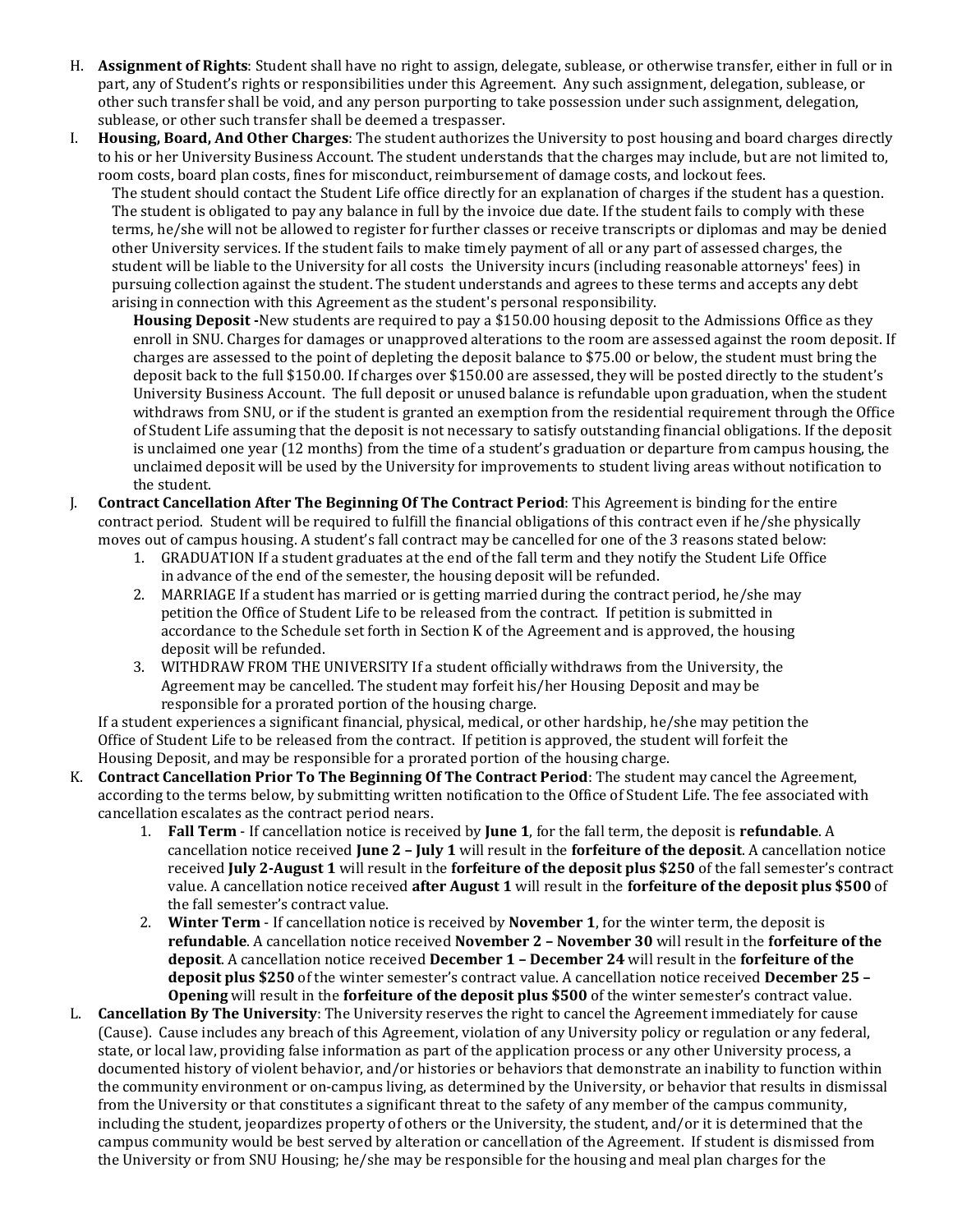H. **Assignment of Rights**: Student shall have no right to assign, delegate, sublease, or otherwise transfer, either in full or in part, any of Student's rights or responsibilities under this Agreement. Any such assignment, delegation, sublease, or other such transfer shall be void, and any person purporting to take possession under such assignment, delegation, sublease, or other such transfer shall be deemed a trespasser.

I. **Housing, Board, And Other Charges**: The student authorizes the University to post housing and board charges directly to his or her University Business Account. The student understands that the charges may include, but are not limited to, room costs, board plan costs, fines for misconduct, reimbursement of damage costs, and lockout fees.

The student should contact the Student Life office directly for an explanation of charges if the student has a question. The student is obligated to pay any balance in full by the invoice due date. If the student fails to comply with these terms, he/she will not be allowed to register for further classes or receive transcripts or diplomas and may be denied other University services. If the student fails to make timely payment of all or any part of assessed charges, the student will be liable to the University for all costs the University incurs (including reasonable attorneys' fees) in pursuing collection against the student. The student understands and agrees to these terms and accepts any debt arising in connection with this Agreement as the student's personal responsibility.

**Housing Deposit -**New students are required to pay a $150.00 housing deposit to the Admissions Office as they enroll in SNU. Charges for damages or unapproved alterations to the room are assessed against the room deposit. If charges are assessed to the point of depleting the deposit balance to $75.00 or below, the student must bring the deposit back to the full $150.00. If charges over $150.00 are assessed, they will be posted directly to the student's University Business Account. The full deposit or unused balance is refundable upon graduation, when the student withdraws from SNU, or if the student is granted an exemption from the residential requirement through the Office of Student Life assuming that the deposit is not necessary to satisfy outstanding financial obligations. If the deposit is unclaimed one year (12 months) from the time of a student's graduation or departure from campus housing, the unclaimed deposit will be used by the University for improvements to student living areas without notification to the student.

J. **Contract Cancellation After The Beginning Of The Contract Period**: This Agreement is binding for the entire contract period. Student will be required to fulfill the financial obligations of this contract even if he/she physically moves out of campus housing. A student's fall contract may be cancelled for one of the 3 reasons stated below:

1. GRADUATION If a student graduates at the end of the fall term and they notify the Student Life Office in advance of the end of the semester, the housing deposit will be refunded.
2. MARRIAGE If a student has married or is getting married during the contract period, he/she may petition the Office of Student Life to be released from the contract. If petition is submitted in accordance to the Schedule set forth in Section K of the Agreement and is approved, the housing deposit will be refunded.
3. WITHDRAW FROM THE UNIVERSITY If a student officially withdraws from the University, the Agreement may be cancelled. The student may forfeit his/her Housing Deposit and may be responsible for a prorated portion of the housing charge.

If a student experiences a significant financial, physical, medical, or other hardship, he/she may petition the Office of Student Life to be released from the contract. If petition is approved, the student will forfeit the Housing Deposit, and may be responsible for a prorated portion of the housing charge.

K. **Contract Cancellation Prior To The Beginning Of The Contract Period**: The student may cancel the Agreement, according to the terms below, by submitting written notification to the Office of Student Life. The fee associated with cancellation escalates as the contract period nears.

1. **Fall Term** - If cancellation notice is received by **June 1**, for the fall term, the deposit is **refundable**. A cancellation notice received **June 2 – July 1** will result in the **forfeiture of the deposit**. A cancellation notice received **July 2-August 1** will result in the **forfeiture of the deposit plus $250** of the fall semester's contract value. A cancellation notice received **after August 1** will result in the **forfeiture of the deposit plus $500** of the fall semester's contract value.
2. **Winter Term** - If cancellation notice is received by **November 1**, for the winter term, the deposit is **refundable**. A cancellation notice received **November 2 – November 30** will result in the **forfeiture of the deposit**. A cancellation notice received **December 1 – December 24** will result in the **forfeiture of the deposit plus $250** of the winter semester's contract value. A cancellation notice received **December 25 – Opening** will result in the **forfeiture of the deposit plus $500** of the winter semester's contract value.

L. **Cancellation By The University**: The University reserves the right to cancel the Agreement immediately for cause (Cause). Cause includes any breach of this Agreement, violation of any University policy or regulation or any federal, state, or local law, providing false information as part of the application process or any other University process, a documented history of violent behavior, and/or histories or behaviors that demonstrate an inability to function within the community environment or on-campus living, as determined by the University, or behavior that results in dismissal from the University or that constitutes a significant threat to the safety of any member of the campus community, including the student, jeopardizes property of others or the University, the student, and/or it is determined that the campus community would be best served by alteration or cancellation of the Agreement. If student is dismissed from the University or from SNU Housing; he/she may be responsible for the housing and meal plan charges for the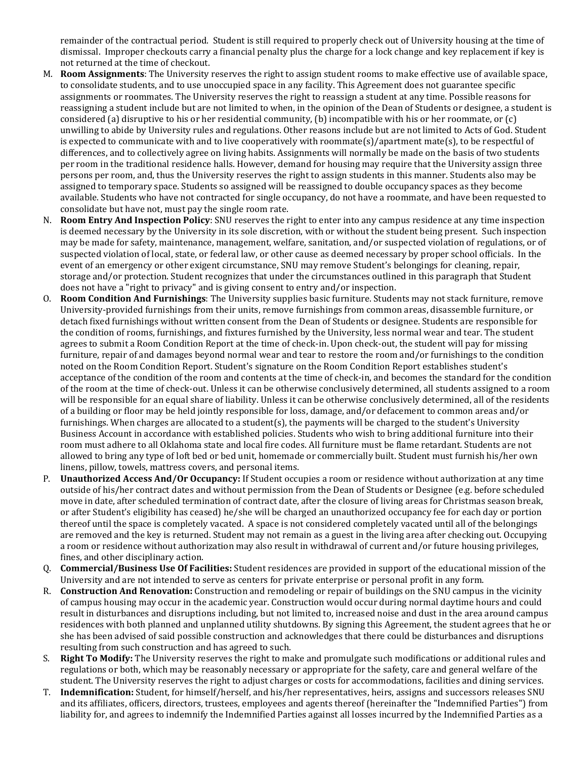remainder of the contractual period. Student is still required to properly check out of University housing at the time of dismissal. Improper checkouts carry a financial penalty plus the charge for a lock change and key replacement if key is not returned at the time of checkout.

M. **Room Assignments**: The University reserves the right to assign student rooms to make effective use of available space, to consolidate students, and to use unoccupied space in any facility. This Agreement does not guarantee specific assignments or roommates. The University reserves the right to reassign a student at any time. Possible reasons for reassigning a student include but are not limited to when, in the opinion of the Dean of Students or designee, a student is considered (a) disruptive to his or her residential community, (b) incompatible with his or her roommate, or (c) unwilling to abide by University rules and regulations. Other reasons include but are not limited to Acts of God. Student is expected to communicate with and to live cooperatively with roommate(s)/apartment mate(s), to be respectful of differences, and to collectively agree on living habits. Assignments will normally be made on the basis of two students per room in the traditional residence halls. However, demand for housing may require that the University assign three persons per room, and, thus the University reserves the right to assign students in this manner. Students also may be assigned to temporary space. Students so assigned will be reassigned to double occupancy spaces as they become available. Students who have not contracted for single occupancy, do not have a roommate, and have been requested to consolidate but have not, must pay the single room rate.

N. **Room Entry And Inspection Policy**: SNU reserves the right to enter into any campus residence at any time inspection is deemed necessary by the University in its sole discretion, with or without the student being present. Such inspection may be made for safety, maintenance, management, welfare, sanitation, and/or suspected violation of regulations, or of suspected violation of local, state, or federal law, or other cause as deemed necessary by proper school officials. In the event of an emergency or other exigent circumstance, SNU may remove Student's belongings for cleaning, repair, storage and/or protection. Student recognizes that under the circumstances outlined in this paragraph that Student does not have a "right to privacy" and is giving consent to entry and/or inspection.

O. **Room Condition And Furnishings**: The University supplies basic furniture. Students may not stack furniture, remove University-provided furnishings from their units, remove furnishings from common areas, disassemble furniture, or detach fixed furnishings without written consent from the Dean of Students or designee. Students are responsible for the condition of rooms, furnishings, and fixtures furnished by the University, less normal wear and tear. The student agrees to submit a Room Condition Report at the time of check-in. Upon check-out, the student will pay for missing furniture, repair of and damages beyond normal wear and tear to restore the room and/or furnishings to the condition noted on the Room Condition Report. Student's signature on the Room Condition Report establishes student's acceptance of the condition of the room and contents at the time of check-in, and becomes the standard for the condition of the room at the time of check-out. Unless it can be otherwise conclusively determined, all students assigned to a room will be responsible for an equal share of liability. Unless it can be otherwise conclusively determined, all of the residents of a building or floor may be held jointly responsible for loss, damage, and/or defacement to common areas and/or furnishings. When charges are allocated to a student(s), the payments will be charged to the student's University Business Account in accordance with established policies. Students who wish to bring additional furniture into their room must adhere to all Oklahoma state and local fire codes. All furniture must be flame retardant. Students are not allowed to bring any type of loft bed or bed unit, homemade or commercially built. Student must furnish his/her own linens, pillow, towels, mattress covers, and personal items.

P. **Unauthorized Access And/Or Occupancy:** If Student occupies a room or residence without authorization at any time outside of his/her contract dates and without permission from the Dean of Students or Designee (e.g. before scheduled move in date, after scheduled termination of contract date, after the closure of living areas for Christmas season break, or after Student's eligibility has ceased) he/she will be charged an unauthorized occupancy fee for each day or portion thereof until the space is completely vacated. A space is not considered completely vacated until all of the belongings are removed and the key is returned. Student may not remain as a guest in the living area after checking out. Occupying a room or residence without authorization may also result in withdrawal of current and/or future housing privileges, fines, and other disciplinary action.

Q. **Commercial/Business Use Of Facilities:** Student residences are provided in support of the educational mission of the University and are not intended to serve as centers for private enterprise or personal profit in any form.

R. **Construction And Renovation:** Construction and remodeling or repair of buildings on the SNU campus in the vicinity of campus housing may occur in the academic year. Construction would occur during normal daytime hours and could result in disturbances and disruptions including, but not limited to, increased noise and dust in the area around campus residences with both planned and unplanned utility shutdowns. By signing this Agreement, the student agrees that he or she has been advised of said possible construction and acknowledges that there could be disturbances and disruptions resulting from such construction and has agreed to such.

S. **Right To Modify:** The University reserves the right to make and promulgate such modifications or additional rules and regulations or both, which may be reasonably necessary or appropriate for the safety, care and general welfare of the student. The University reserves the right to adjust charges or costs for accommodations, facilities and dining services.

T. **Indemnification:** Student, for himself/herself, and his/her representatives, heirs, assigns and successors releases SNU and its affiliates, officers, directors, trustees, employees and agents thereof (hereinafter the "Indemnified Parties") from liability for, and agrees to indemnify the Indemnified Parties against all losses incurred by the Indemnified Parties as a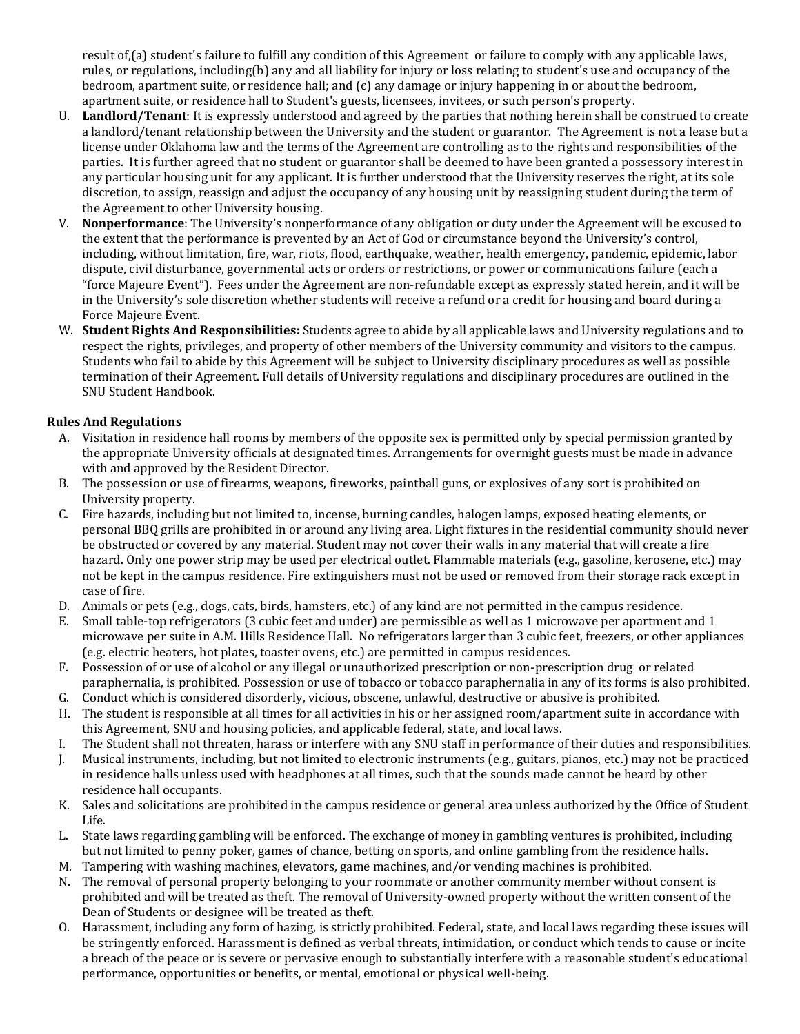result of,(a) student's failure to fulfill any condition of this Agreement or failure to comply with any applicable laws, rules, or regulations, including(b) any and all liability for injury or loss relating to student's use and occupancy of the bedroom, apartment suite, or residence hall; and (c) any damage or injury happening in or about the bedroom, apartment suite, or residence hall to Student's guests, licensees, invitees, or such person's property.

U. **Landlord/Tenant**: It is expressly understood and agreed by the parties that nothing herein shall be construed to create a landlord/tenant relationship between the University and the student or guarantor. The Agreement is not a lease but a license under Oklahoma law and the terms of the Agreement are controlling as to the rights and responsibilities of the parties. It is further agreed that no student or guarantor shall be deemed to have been granted a possessory interest in any particular housing unit for any applicant. It is further understood that the University reserves the right, at its sole discretion, to assign, reassign and adjust the occupancy of any housing unit by reassigning student during the term of the Agreement to other University housing.

V. **Nonperformance**: The University's nonperformance of any obligation or duty under the Agreement will be excused to the extent that the performance is prevented by an Act of God or circumstance beyond the University's control, including, without limitation, fire, war, riots, flood, earthquake, weather, health emergency, pandemic, epidemic, labor dispute, civil disturbance, governmental acts or orders or restrictions, or power or communications failure (each a "force Majeure Event"). Fees under the Agreement are non-refundable except as expressly stated herein, and it will be in the University's sole discretion whether students will receive a refund or a credit for housing and board during a Force Majeure Event.

W. **Student Rights And Responsibilities:** Students agree to abide by all applicable laws and University regulations and to respect the rights, privileges, and property of other members of the University community and visitors to the campus. Students who fail to abide by this Agreement will be subject to University disciplinary procedures as well as possible termination of their Agreement. Full details of University regulations and disciplinary procedures are outlined in the SNU Student Handbook.

**Rules And Regulations**

A. Visitation in residence hall rooms by members of the opposite sex is permitted only by special permission granted by the appropriate University officials at designated times. Arrangements for overnight guests must be made in advance with and approved by the Resident Director.
B. The possession or use of firearms, weapons, fireworks, paintball guns, or explosives of any sort is prohibited on University property.
C. Fire hazards, including but not limited to, incense, burning candles, halogen lamps, exposed heating elements, or personal BBQ grills are prohibited in or around any living area. Light fixtures in the residential community should never be obstructed or covered by any material. Student may not cover their walls in any material that will create a fire hazard. Only one power strip may be used per electrical outlet. Flammable materials (e.g., gasoline, kerosene, etc.) may not be kept in the campus residence. Fire extinguishers must not be used or removed from their storage rack except in case of fire.
D. Animals or pets (e.g., dogs, cats, birds, hamsters, etc.) of any kind are not permitted in the campus residence.
E. Small table-top refrigerators (3 cubic feet and under) are permissible as well as 1 microwave per apartment and 1 microwave per suite in A.M. Hills Residence Hall. No refrigerators larger than 3 cubic feet, freezers, or other appliances (e.g. electric heaters, hot plates, toaster ovens, etc.) are permitted in campus residences.
F. Possession of or use of alcohol or any illegal or unauthorized prescription or non-prescription drug or related paraphernalia, is prohibited. Possession or use of tobacco or tobacco paraphernalia in any of its forms is also prohibited.
G. Conduct which is considered disorderly, vicious, obscene, unlawful, destructive or abusive is prohibited.
H. The student is responsible at all times for all activities in his or her assigned room/apartment suite in accordance with this Agreement, SNU and housing policies, and applicable federal, state, and local laws.
I. The Student shall not threaten, harass or interfere with any SNU staff in performance of their duties and responsibilities.
J. Musical instruments, including, but not limited to electronic instruments (e.g., guitars, pianos, etc.) may not be practiced in residence halls unless used with headphones at all times, such that the sounds made cannot be heard by other residence hall occupants.
K. Sales and solicitations are prohibited in the campus residence or general area unless authorized by the Office of Student Life.
L. State laws regarding gambling will be enforced. The exchange of money in gambling ventures is prohibited, including but not limited to penny poker, games of chance, betting on sports, and online gambling from the residence halls.
M. Tampering with washing machines, elevators, game machines, and/or vending machines is prohibited.
N. The removal of personal property belonging to your roommate or another community member without consent is prohibited and will be treated as theft. The removal of University-owned property without the written consent of the Dean of Students or designee will be treated as theft.
O. Harassment, including any form of hazing, is strictly prohibited. Federal, state, and local laws regarding these issues will be stringently enforced. Harassment is defined as verbal threats, intimidation, or conduct which tends to cause or incite a breach of the peace or is severe or pervasive enough to substantially interfere with a reasonable student's educational performance, opportunities or benefits, or mental, emotional or physical well-being.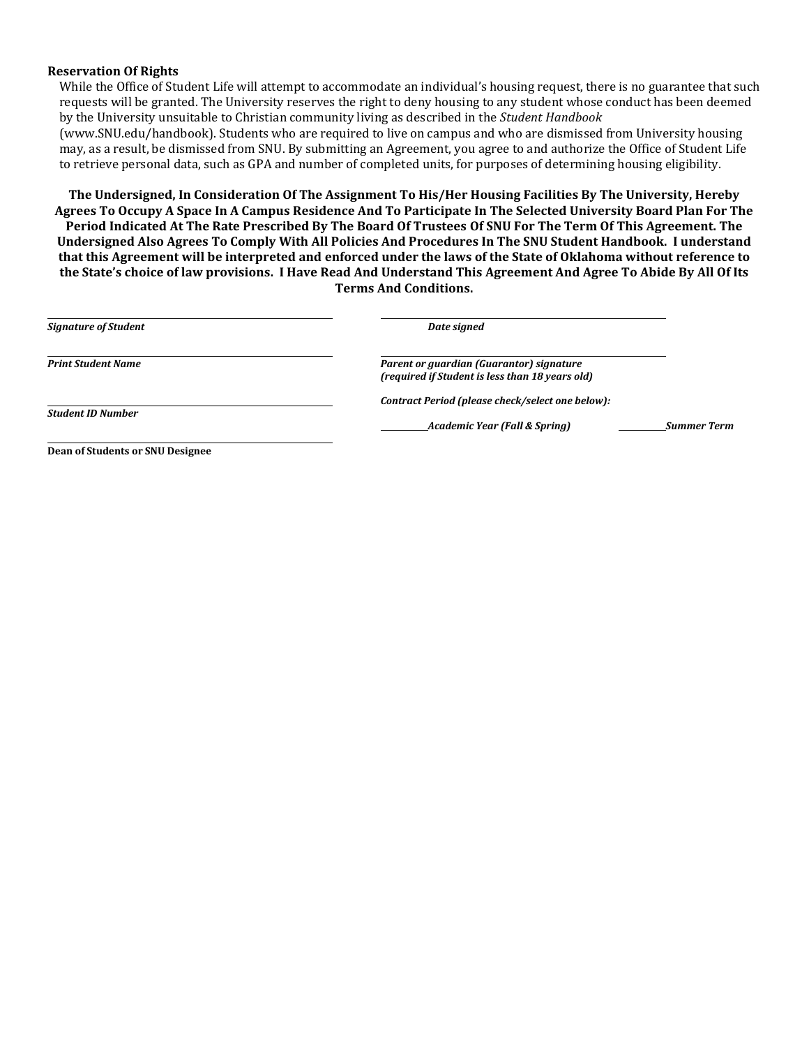**Reservation Of Rights**

While the Office of Student Life will attempt to accommodate an individual's housing request, there is no guarantee that such requests will be granted. The University reserves the right to deny housing to any student whose conduct has been deemed by the University unsuitable to Christian community living as described in the *Student Handbook* (www.SNU.edu/handbook). Students who are required to live on campus and who are dismissed from University housing may, as a result, be dismissed from SNU. By submitting an Agreement, you agree to and authorize the Office of Student Life to retrieve personal data, such as GPA and number of completed units, for purposes of determining housing eligibility.

**The Undersigned, In Consideration Of The Assignment To His/Her Housing Facilities By The University, Hereby Agrees To Occupy A Space In A Campus Residence And To Participate In The Selected University Board Plan For The Period Indicated At The Rate Prescribed By The Board Of Trustees Of SNU For The Term Of This Agreement. The Undersigned Also Agrees To Comply With All Policies And Procedures In The SNU Student Handbook. I understand that this Agreement will be interpreted and enforced under the laws of the State of Oklahoma without reference to the State's choice of law provisions. I Have Read And Understand This Agreement And Agree To Abide By All Of Its Terms And Conditions.**

\_\_\_\_\_\_\_\_\_\_\_\_\_\_\_\_\_\_\_\_\_\_\_\_\_\_\_\_\_\_\_\_\_\_\_\_\_\_
***Signature of Student***

\_\_\_\_\_\_\_\_\_\_\_\_\_\_\_\_\_\_\_\_\_\_\_\_\_\_\_\_\_\_\_\_\_\_\_\_\_\_
***Date signed***

\_\_\_\_\_\_\_\_\_\_\_\_\_\_\_\_\_\_\_\_\_\_\_\_\_\_\_\_\_\_\_\_\_\_\_\_\_\_
***Print Student Name***

\_\_\_\_\_\_\_\_\_\_\_\_\_\_\_\_\_\_\_\_\_\_\_\_\_\_\_\_\_\_\_\_\_\_\_\_\_\_
***Parent or guardian (Guarantor) signature***
***(required if Student is less than 18 years old)***

\_\_\_\_\_\_\_\_\_\_\_\_\_\_\_\_\_\_\_\_\_\_\_\_\_\_\_\_\_\_\_\_\_\_\_\_\_\_
***Student ID Number***

***Contract Period (please check/select one below):***

\_\_\_\_\_\_\_\_\_\_***Academic Year (Fall & Spring)*** \_\_\_\_\_\_\_\_\_\_***Summer Term***

\_\_\_\_\_\_\_\_\_\_\_\_\_\_\_\_\_\_\_\_\_\_\_\_\_\_\_\_\_\_\_\_\_\_\_\_\_\_
**Dean of Students or SNU Designee**